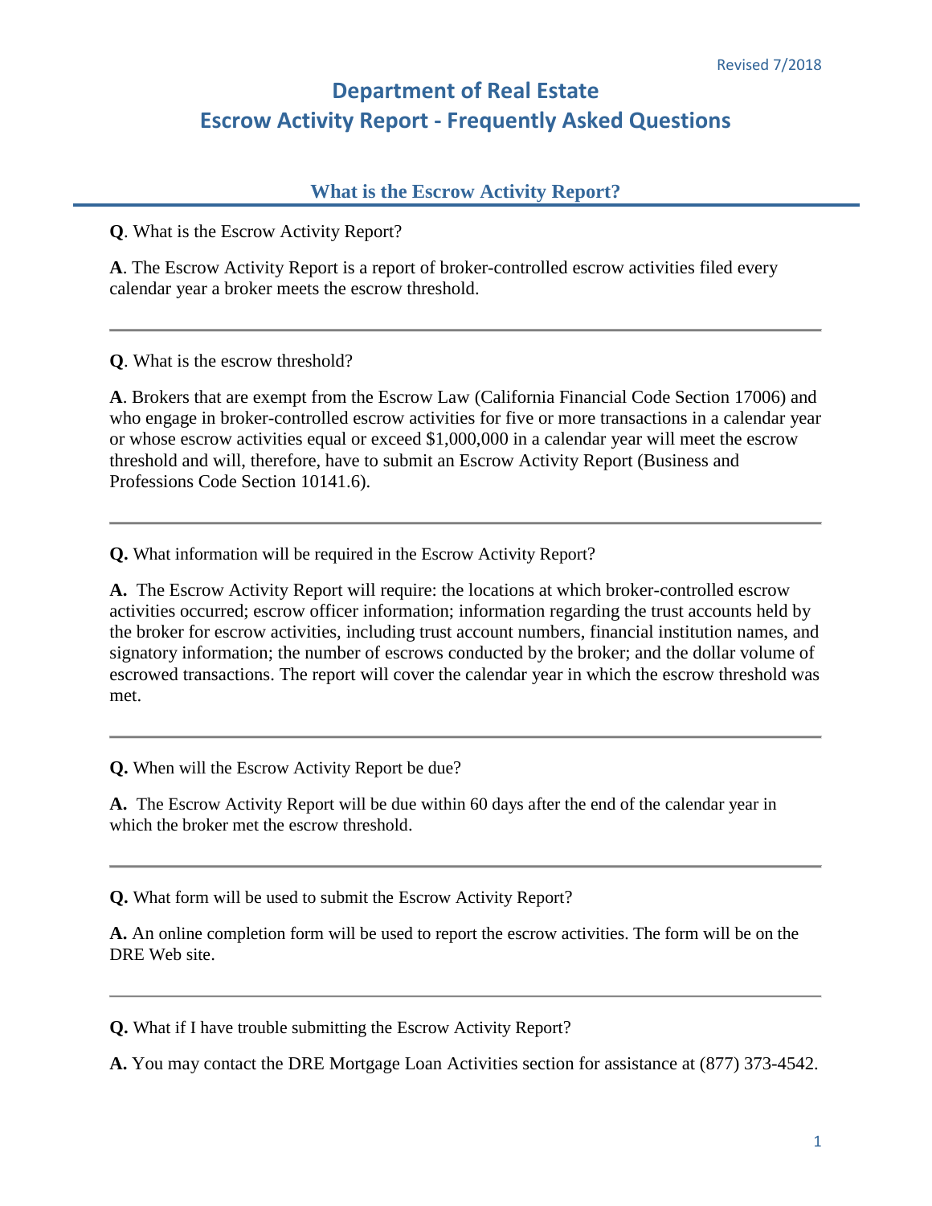Revised 7/2018

# Department of Real Estate
# Escrow Activity Report - Frequently Asked Questions

## What is the Escrow Activity Report?

**Q**. What is the Escrow Activity Report?

**A**. The Escrow Activity Report is a report of broker-controlled escrow activities filed every calendar year a broker meets the escrow threshold.

---

**Q**. What is the escrow threshold?

**A**. Brokers that are exempt from the Escrow Law (California Financial Code Section 17006) and who engage in broker-controlled escrow activities for five or more transactions in a calendar year or whose escrow activities equal or exceed $1,000,000 in a calendar year will meet the escrow threshold and will, therefore, have to submit an Escrow Activity Report (Business and Professions Code Section 10141.6).

---

**Q.** What information will be required in the Escrow Activity Report?

**A.** The Escrow Activity Report will require: the locations at which broker-controlled escrow activities occurred; escrow officer information; information regarding the trust accounts held by the broker for escrow activities, including trust account numbers, financial institution names, and signatory information; the number of escrows conducted by the broker; and the dollar volume of escrowed transactions. The report will cover the calendar year in which the escrow threshold was met.

---

**Q.** When will the Escrow Activity Report be due?

**A.** The Escrow Activity Report will be due within 60 days after the end of the calendar year in which the broker met the escrow threshold.

---

**Q.** What form will be used to submit the Escrow Activity Report?

**A.** An online completion form will be used to report the escrow activities. The form will be on the DRE Web site.

---

**Q.** What if I have trouble submitting the Escrow Activity Report?

**A.** You may contact the DRE Mortgage Loan Activities section for assistance at (877) 373-4542.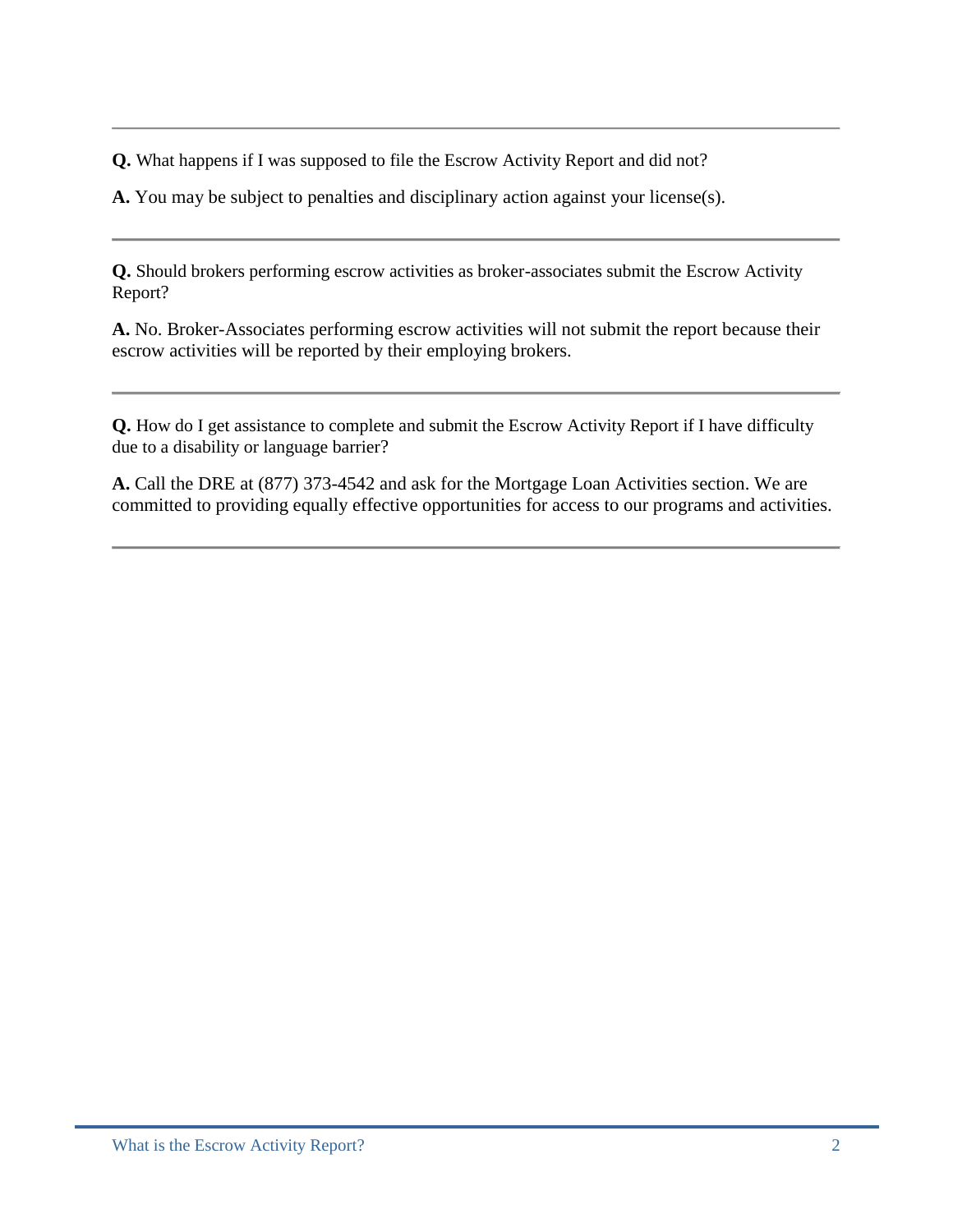---

**Q.** What happens if I was supposed to file the Escrow Activity Report and did not?

**A.** You may be subject to penalties and disciplinary action against your license(s).

---

**Q.** Should brokers performing escrow activities as broker-associates submit the Escrow Activity Report?

**A.** No. Broker-Associates performing escrow activities will not submit the report because their escrow activities will be reported by their employing brokers.

---

**Q.** How do I get assistance to complete and submit the Escrow Activity Report if I have difficulty due to a disability or language barrier?

**A.** Call the DRE at (877) 373-4542 and ask for the Mortgage Loan Activities section. We are committed to providing equally effective opportunities for access to our programs and activities.

---